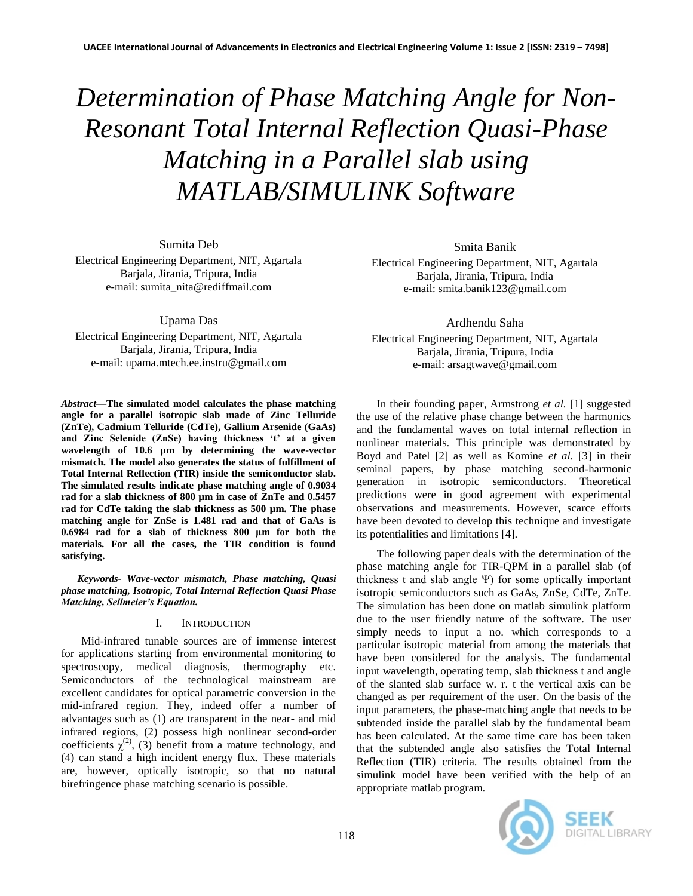# Determination of Phase Matching Angle for Non-Resonant Total Internal Reflection Quasi-Phase Matching in a Parallel slab using MATLAB/SIMULINK Software

Sumita Deb
Electrical Engineering Department, NIT, Agartala
Barjala, Jirania, Tripura, India
e-mail: sumita_nita@rediffmail.com

Smita Banik
Electrical Engineering Department, NIT, Agartala
Barjala, Jirania, Tripura, India
e-mail: smita.banik123@gmail.com

Upama Das
Electrical Engineering Department, NIT, Agartala
Barjala, Jirania, Tripura, India
e-mail: upama.mtech.ee.instru@gmail.com

Ardhendu Saha
Electrical Engineering Department, NIT, Agartala
Barjala, Jirania, Tripura, India
e-mail: arsagtwave@gmail.com

***Abstract*—The simulated model calculates the phase matching angle for a parallel isotropic slab made of Zinc Telluride (ZnTe), Cadmium Telluride (CdTe), Gallium Arsenide (GaAs) and Zinc Selenide (ZnSe) having thickness 't' at a given wavelength of 10.6 µm by determining the wave-vector mismatch. The model also generates the status of fulfillment of Total Internal Reflection (TIR) inside the semiconductor slab. The simulated results indicate phase matching angle of 0.9034 rad for a slab thickness of 800 µm in case of ZnTe and 0.5457 rad for CdTe taking the slab thickness as 500 µm. The phase matching angle for ZnSe is 1.481 rad and that of GaAs is 0.6984 rad for a slab of thickness 800 µm for both the materials. For all the cases, the TIR condition is found satisfying.**

***Keywords- Wave-vector mismatch, Phase matching, Quasi phase matching, Isotropic, Total Internal Reflection Quasi Phase Matching, Sellmeier's Equation.***

## I. Introduction

Mid-infrared tunable sources are of immense interest for applications starting from environmental monitoring to spectroscopy, medical diagnosis, thermography etc. Semiconductors of the technological mainstream are excellent candidates for optical parametric conversion in the mid-infrared region. They, indeed offer a number of advantages such as (1) are transparent in the near- and mid infrared regions, (2) possess high nonlinear second-order coefficients $\chi^{(2)}$, (3) benefit from a mature technology, and (4) can stand a high incident energy flux. These materials are, however, optically isotropic, so that no natural birefringence phase matching scenario is possible.

In their founding paper, Armstrong *et al.* [1] suggested the use of the relative phase change between the harmonics and the fundamental waves on total internal reflection in nonlinear materials. This principle was demonstrated by Boyd and Patel [2] as well as Komine *et al.* [3] in their seminal papers, by phase matching second-harmonic generation in isotropic semiconductors. Theoretical predictions were in good agreement with experimental observations and measurements. However, scarce efforts have been devoted to develop this technique and investigate its potentialities and limitations [4].

The following paper deals with the determination of the phase matching angle for TIR-QPM in a parallel slab (of thickness t and slab angle Ψ) for some optically important isotropic semiconductors such as GaAs, ZnSe, CdTe, ZnTe. The simulation has been done on matlab simulink platform due to the user friendly nature of the software. The user simply needs to input a no. which corresponds to a particular isotropic material from among the materials that have been considered for the analysis. The fundamental input wavelength, operating temp, slab thickness t and angle of the slanted slab surface w. r. t the vertical axis can be changed as per requirement of the user. On the basis of the input parameters, the phase-matching angle that needs to be subtended inside the parallel slab by the fundamental beam has been calculated. At the same time care has been taken that the subtended angle also satisfies the Total Internal Reflection (TIR) criteria. The results obtained from the simulink model have been verified with the help of an appropriate matlab program.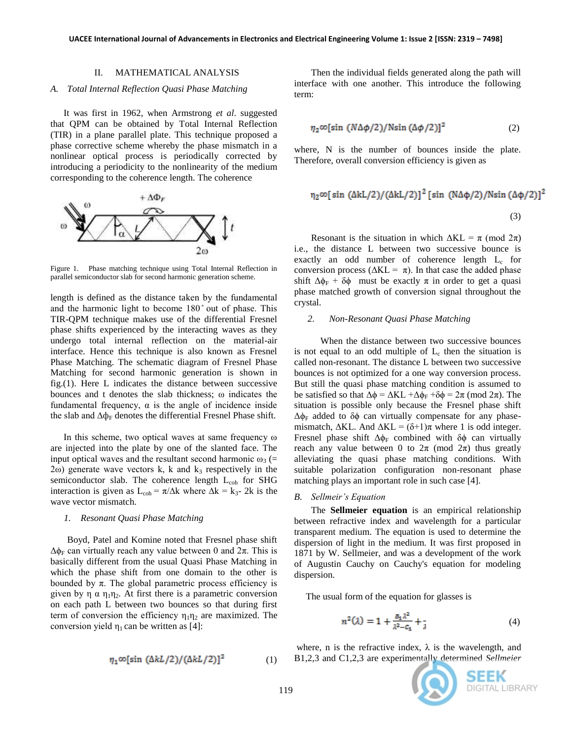## II. MATHEMATICAL ANALYSIS

### A. *Total Internal Reflection Quasi Phase Matching*

It was first in 1962, when Armstrong *et al*. suggested that QPM can be obtained by Total Internal Reflection (TIR) in a plane parallel plate. This technique proposed a phase corrective scheme whereby the phase mismatch in a nonlinear optical process is periodically corrected by introducing a periodicity to the nonlinearity of the medium corresponding to the coherence length. The coherence length is defined as the distance taken by the fundamental and the harmonic light to become 180˚ out of phase. This TIR-QPM technique makes use of the differential Fresnel phase shifts experienced by the interacting waves as they undergo total internal reflection on the material-air interface. Hence this technique is also known as Fresnel Phase Matching. The schematic diagram of Fresnel Phase Matching for second harmonic generation is shown in fig.(1). Here L indicates the distance between successive bounces and t denotes the slab thickness; ω indicates the fundamental frequency, α is the angle of incidence inside the slab and $\Delta\phi_F$ denotes the differential Fresnel Phase shift.

Figure 1. Phase matching technique using Total Internal Reflection in parallel semiconductor slab for second harmonic generation scheme.

In this scheme, two optical waves at same frequency ω are injected into the plate by one of the slanted face. The input optical waves and the resultant second harmonic $\omega_3$ (= 2ω) generate wave vectors k, k and $k_3$ respectively in the semiconductor slab. The coherence length $L_{coh}$ for SHG interaction is given as $L_{coh} = \pi/\Delta k$ where $\Delta k = k_3 - 2k$ is the wave vector mismatch.

#### 1. *Resonant Quasi Phase Matching*

Boyd, Patel and Komine noted that Fresnel phase shift $\Delta\phi_F$ can virtually reach any value between 0 and 2π. This is basically different from the usual Quasi Phase Matching in which the phase shift from one domain to the other is bounded by π. The global parametric process efficiency is given by $\eta \ \alpha \ \eta_1\eta_2$. At first there is a parametric conversion on each path L between two bounces so that during first term of conversion the efficiency $\eta_1\eta_2$ are maximized. The conversion yield $\eta_1$ can be written as [4]:

$$\eta_1 \infty [\sin(\Delta kL/2)/(\Delta kL/2)]^2 \tag{1}$$

Then the individual fields generated along the path will interface with one another. This introduce the following term:

$$\eta_2 \infty [\sin(N\Delta\phi/2)/N\sin(\Delta\phi/2)]^2 \tag{2}$$

where, N is the number of bounces inside the plate. Therefore, overall conversion efficiency is given as

$$\eta_2 \infty [\sin(\Delta kL/2)/(\Delta kL/2)]^2 [\sin(N\Delta\phi/2)/N\sin(\Delta\phi/2)]^2 \tag{3}$$

Resonant is the situation in which $\Delta KL = \pi \ (\text{mod } 2\pi)$ i.e., the distance L between two successive bounce is exactly an odd number of coherence length $L_c$ for conversion process ($\Delta KL = \pi$). In that case the added phase shift $\Delta\phi_F + \delta\phi$ must be exactly π in order to get a quasi phase matched growth of conversion signal throughout the crystal.

#### 2. *Non-Resonant Quasi Phase Matching*

When the distance between two successive bounces is not equal to an odd multiple of $L_c$ then the situation is called non-resonant. The distance L between two successive bounces is not optimized for a one way conversion process. But still the quasi phase matching condition is assumed to be satisfied so that $\Delta\phi = \Delta KL + \Delta\phi_F + \delta\phi = 2\pi \ (\text{mod } 2\pi)$. The situation is possible only because the Fresnel phase shift $\Delta\phi_F$ added to $\delta\phi$ can virtually compensate for any phase-mismatch, ΔKL. And $\Delta KL = (\delta+1)\pi$ where 1 is odd integer. Fresnel phase shift $\Delta\phi_F$ combined with $\delta\phi$ can virtually reach any value between 0 to 2π (mod 2π) thus greatly alleviating the quasi phase matching conditions. With suitable polarization configuration non-resonant phase matching plays an important role in such case [4].

### B. *Sellmeir's Equation*

The **Sellmeier equation** is an empirical relationship between refractive index and wavelength for a particular transparent medium. The equation is used to determine the dispersion of light in the medium. It was first proposed in 1871 by W. Sellmeier, and was a development of the work of Augustin Cauchy on Cauchy's equation for modeling dispersion.

The usual form of the equation for glasses is

$$n^2(\lambda) = 1 + \frac{B_1\lambda^2}{\lambda^2 - C_1} + \frac{}{\lambda} \tag{4}$$

where, n is the refractive index, λ is the wavelength, and B1,2,3 and C1,2,3 are experimentally determined *Sellmeier*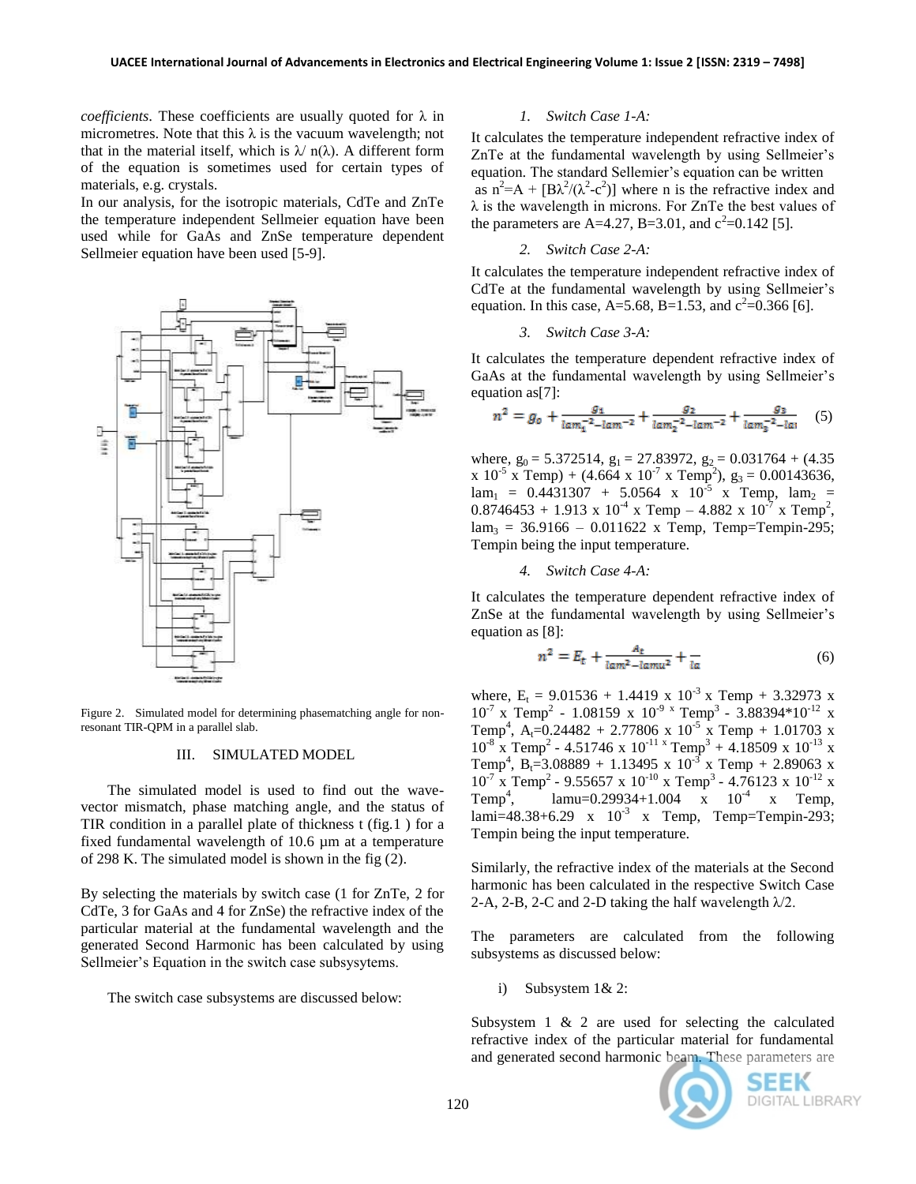*coefficients*. These coefficients are usually quoted for λ in micrometres. Note that this λ is the vacuum wavelength; not that in the material itself, which is λ/ n(λ). A different form of the equation is sometimes used for certain types of materials, e.g. crystals.

In our analysis, for the isotropic materials, CdTe and ZnTe the temperature independent Sellmeier equation have been used while for GaAs and ZnSe temperature dependent Sellmeier equation have been used [5-9].

Figure 2. Simulated model for determining phasematching angle for non-resonant TIR-QPM in a parallel slab.

## III. SIMULATED MODEL

The simulated model is used to find out the wave-vector mismatch, phase matching angle, and the status of TIR condition in a parallel plate of thickness t (fig.1 ) for a fixed fundamental wavelength of 10.6 µm at a temperature of 298 K. The simulated model is shown in the fig (2).

By selecting the materials by switch case (1 for ZnTe, 2 for CdTe, 3 for GaAs and 4 for ZnSe) the refractive index of the particular material at the fundamental wavelength and the generated Second Harmonic has been calculated by using Sellmeier's Equation in the switch case subsysytems.

The switch case subsystems are discussed below:

*1. Switch Case 1-A:*

It calculates the temperature independent refractive index of ZnTe at the fundamental wavelength by using Sellmeier's equation. The standard Sellemier's equation can be written as $n^2=A + [B\lambda^2/(\lambda^2-c^2)]$ where n is the refractive index and λ is the wavelength in microns. For ZnTe the best values of the parameters are A=4.27, B=3.01, and $c^2$=0.142 [5].

*2. Switch Case 2-A:*

It calculates the temperature independent refractive index of CdTe at the fundamental wavelength by using Sellmeier's equation. In this case, A=5.68, B=1.53, and $c^2$=0.366 [6].

*3. Switch Case 3-A:*

It calculates the temperature dependent refractive index of GaAs at the fundamental wavelength by using Sellmeier's equation as[7]:

$$n^2 = g_o + \frac{g_1}{lam_1^{-2} - lam^{-2}} + \frac{g_2}{lam_2^{-2} - lam^{-2}} + \frac{g_3}{lam_3^{-2} - la\imath} \quad (5)$$

where, $g_0$ = 5.372514, $g_1$ = 27.83972, $g_2$ = 0.031764 + (4.35 x $10^{-5}$ x Temp) + (4.664 x $10^{-7}$ x $Temp^2$), $g_3$ = 0.00143636, $lam_1$ = 0.4431307 + 5.0564 x $10^{-5}$ x Temp, $lam_2$ = 0.8746453 + 1.913 x $10^{-4}$ x Temp – 4.882 x $10^{-7}$ x $Temp^2$, $lam_3$ = 36.9166 – 0.011622 x Temp, Temp=Tempin-295; Tempin being the input temperature.

*4. Switch Case 4-A:*

It calculates the temperature dependent refractive index of ZnSe at the fundamental wavelength by using Sellmeier's equation as [8]:

$$n^2 = E_t + \frac{A_t}{lam^2 - lamu^2} + \frac{}{la} \quad (6)$$

where, $E_t$ = 9.01536 + 1.4419 x $10^{-3}$ x Temp + 3.32973 x $10^{-7}$ x $Temp^2$ - 1.08159 x $10^{-9}$ x $Temp^3$ - 3.88394*$10^{-12}$ x $Temp^4$, $A_t$=0.24482 + 2.77806 x $10^{-5}$ x Temp + 1.01703 x $10^{-8}$ x $Temp^2$ - 4.51746 x $10^{-11}$ x $Temp^3$ + 4.18509 x $10^{-13}$ x $Temp^4$, $B_t$=3.08889 + 1.13495 x $10^{-3}$ x Temp + 2.89063 x $10^{-7}$ x $Temp^2$ - 9.55657 x $10^{-10}$ x $Temp^3$ - 4.76123 x $10^{-12}$ x $Temp^4$, lamu=0.29934+1.004 x $10^{-4}$ x Temp, lami=48.38+6.29 x $10^{-3}$ x Temp, Temp=Tempin-293; Tempin being the input temperature.

Similarly, the refractive index of the materials at the Second harmonic has been calculated in the respective Switch Case 2-A, 2-B, 2-C and 2-D taking the half wavelength λ/2.

The parameters are calculated from the following subsystems as discussed below:

i) Subsystem 1& 2:

Subsystem 1 & 2 are used for selecting the calculated refractive index of the particular material for fundamental and generated second harmonic beam. These parameters are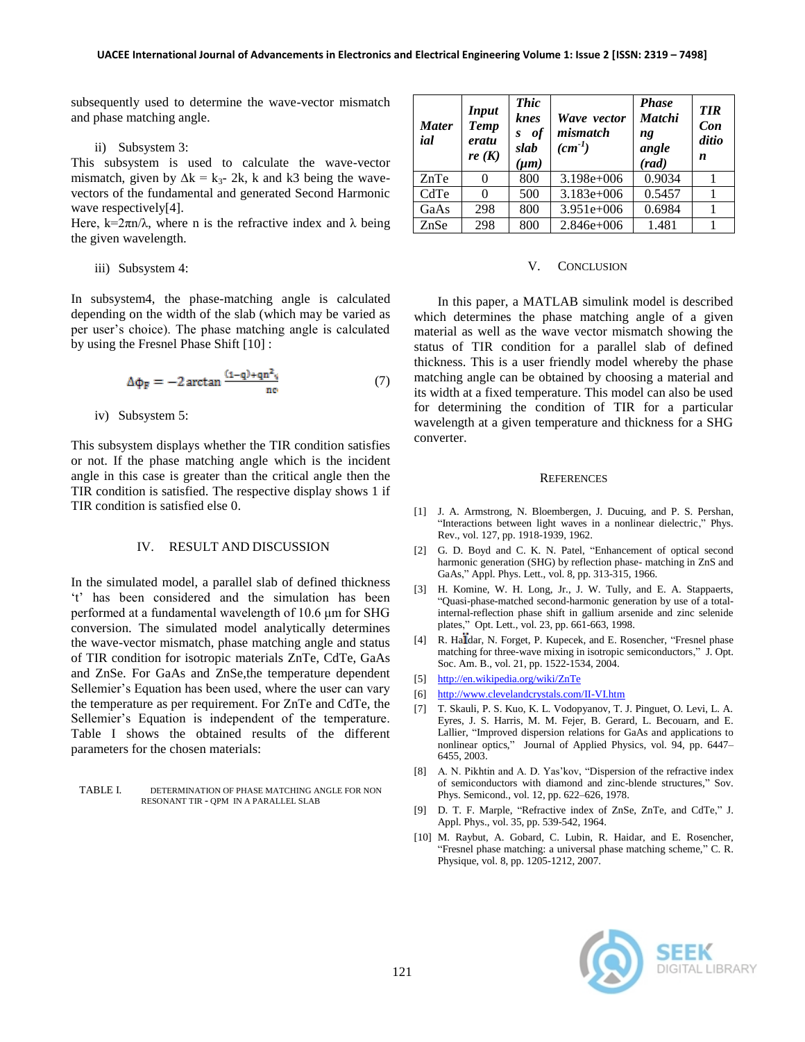subsequently used to determine the wave-vector mismatch and phase matching angle.

ii) Subsystem 3:

This subsystem is used to calculate the wave-vector mismatch, given by $\Delta k = k_3 - 2k$, k and k3 being the wave-vectors of the fundamental and generated Second Harmonic wave respectively[4].

Here, $k=2\pi n/\lambda$, where n is the refractive index and $\lambda$ being the given wavelength.

iii) Subsystem 4:

In subsystem4, the phase-matching angle is calculated depending on the width of the slab (which may be varied as per user's choice). The phase matching angle is calculated by using the Fresnel Phase Shift [10] :

$$\Delta\phi_F = -2\arctan\frac{(1-q)+qn^2_\gamma}{nc} \tag{7}$$

iv) Subsystem 5:

This subsystem displays whether the TIR condition satisfies or not. If the phase matching angle which is the incident angle in this case is greater than the critical angle then the TIR condition is satisfied. The respective display shows 1 if TIR condition is satisfied else 0.

## IV. RESULT AND DISCUSSION

In the simulated model, a parallel slab of defined thickness 't' has been considered and the simulation has been performed at a fundamental wavelength of 10.6 μm for SHG conversion. The simulated model analytically determines the wave-vector mismatch, phase matching angle and status of TIR condition for isotropic materials ZnTe, CdTe, GaAs and ZnSe. For GaAs and ZnSe,the temperature dependent Sellemier's Equation has been used, where the user can vary the temperature as per requirement. For ZnTe and CdTe, the Sellemier's Equation is independent of the temperature. Table I shows the obtained results of the different parameters for the chosen materials:

TABLE I. DETERMINATION OF PHASE MATCHING ANGLE FOR NON RESONANT TIR - QPM IN A PARALLEL SLAB

| *Material* | *Input Temperature (K)* | *Thickness of slab (μm)* | *Wave vector mismatch ($cm^{-1}$)* | *Phase Matching angle (rad)* | *TIR Condition* |
|---|---|---|---|---|---|
| ZnTe | 0 | 800 | 3.198e+006 | 0.9034 | 1 |
| CdTe | 0 | 500 | 3.183e+006 | 0.5457 | 1 |
| GaAs | 298 | 800 | 3.951e+006 | 0.6984 | 1 |
| ZnSe | 298 | 800 | 2.846e+006 | 1.481 | 1 |

## V. CONCLUSION

In this paper, a MATLAB simulink model is described which determines the phase matching angle of a given material as well as the wave vector mismatch showing the status of TIR condition for a parallel slab of defined thickness. This is a user friendly model whereby the phase matching angle can be obtained by choosing a material and its width at a fixed temperature. This model can also be used for determining the condition of TIR for a particular wavelength at a given temperature and thickness for a SHG converter.

## REFERENCES

[1] J. A. Armstrong, N. Bloembergen, J. Ducuing, and P. S. Pershan, "Interactions between light waves in a nonlinear dielectric," Phys. Rev., vol. 127, pp. 1918-1939, 1962.

[2] G. D. Boyd and C. K. N. Patel, "Enhancement of optical second harmonic generation (SHG) by reflection phase- matching in ZnS and GaAs," Appl. Phys. Lett., vol. 8, pp. 313-315, 1966.

[3] H. Komine, W. H. Long, Jr., J. W. Tully, and E. A. Stappaerts, "Quasi-phase-matched second-harmonic generation by use of a total-internal-reflection phase shift in gallium arsenide and zinc selenide plates," Opt. Lett., vol. 23, pp. 661-663, 1998.

[4] R. Haïdar, N. Forget, P. Kupecek, and E. Rosencher, "Fresnel phase matching for three-wave mixing in isotropic semiconductors," J. Opt. Soc. Am. B., vol. 21, pp. 1522-1534, 2004.

[5] http://en.wikipedia.org/wiki/ZnTe

[6] http://www.clevelandcrystals.com/II-VI.htm

[7] T. Skauli, P. S. Kuo, K. L. Vodopyanov, T. J. Pinguet, O. Levi, L. A. Eyres, J. S. Harris, M. M. Fejer, B. Gerard, L. Becouarn, and E. Lallier, "Improved dispersion relations for GaAs and applications to nonlinear optics," Journal of Applied Physics, vol. 94, pp. 6447–6455, 2003.

[8] A. N. Pikhtin and A. D. Yas'kov, "Dispersion of the refractive index of semiconductors with diamond and zinc-blende structures," Sov. Phys. Semicond., vol. 12, pp. 622–626, 1978.

[9] D. T. F. Marple, "Refractive index of ZnSe, ZnTe, and CdTe," J. Appl. Phys., vol. 35, pp. 539-542, 1964.

[10] M. Raybut, A. Gobard, C. Lubin, R. Haidar, and E. Rosencher, "Fresnel phase matching: a universal phase matching scheme," C. R. Physique, vol. 8, pp. 1205-1212, 2007.